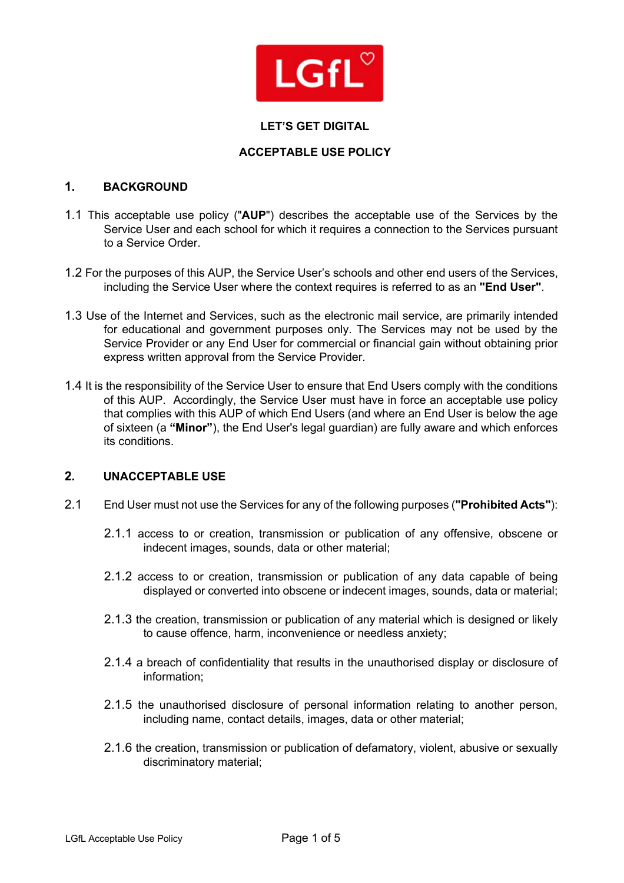**LET'S GET DIGITAL**

# ACCEPTABLE USE POLICY

## 1. BACKGROUND

1.1 This acceptable use policy ("**AUP**") describes the acceptable use of the Services by the Service User and each school for which it requires a connection to the Services pursuant to a Service Order.

1.2 For the purposes of this AUP, the Service User's schools and other end users of the Services, including the Service User where the context requires is referred to as an **"End User"**.

1.3 Use of the Internet and Services, such as the electronic mail service, are primarily intended for educational and government purposes only. The Services may not be used by the Service Provider or any End User for commercial or financial gain without obtaining prior express written approval from the Service Provider.

1.4 It is the responsibility of the Service User to ensure that End Users comply with the conditions of this AUP. Accordingly, the Service User must have in force an acceptable use policy that complies with this AUP of which End Users (and where an End User is below the age of sixteen (a **"Minor"**), the End User's legal guardian) are fully aware and which enforces its conditions.

## 2. UNACCEPTABLE USE

2.1 End User must not use the Services for any of the following purposes (**"Prohibited Acts"**):

2.1.1 access to or creation, transmission or publication of any offensive, obscene or indecent images, sounds, data or other material;

2.1.2 access to or creation, transmission or publication of any data capable of being displayed or converted into obscene or indecent images, sounds, data or material;

2.1.3 the creation, transmission or publication of any material which is designed or likely to cause offence, harm, inconvenience or needless anxiety;

2.1.4 a breach of confidentiality that results in the unauthorised display or disclosure of information;

2.1.5 the unauthorised disclosure of personal information relating to another person, including name, contact details, images, data or other material;

2.1.6 the creation, transmission or publication of defamatory, violent, abusive or sexually discriminatory material;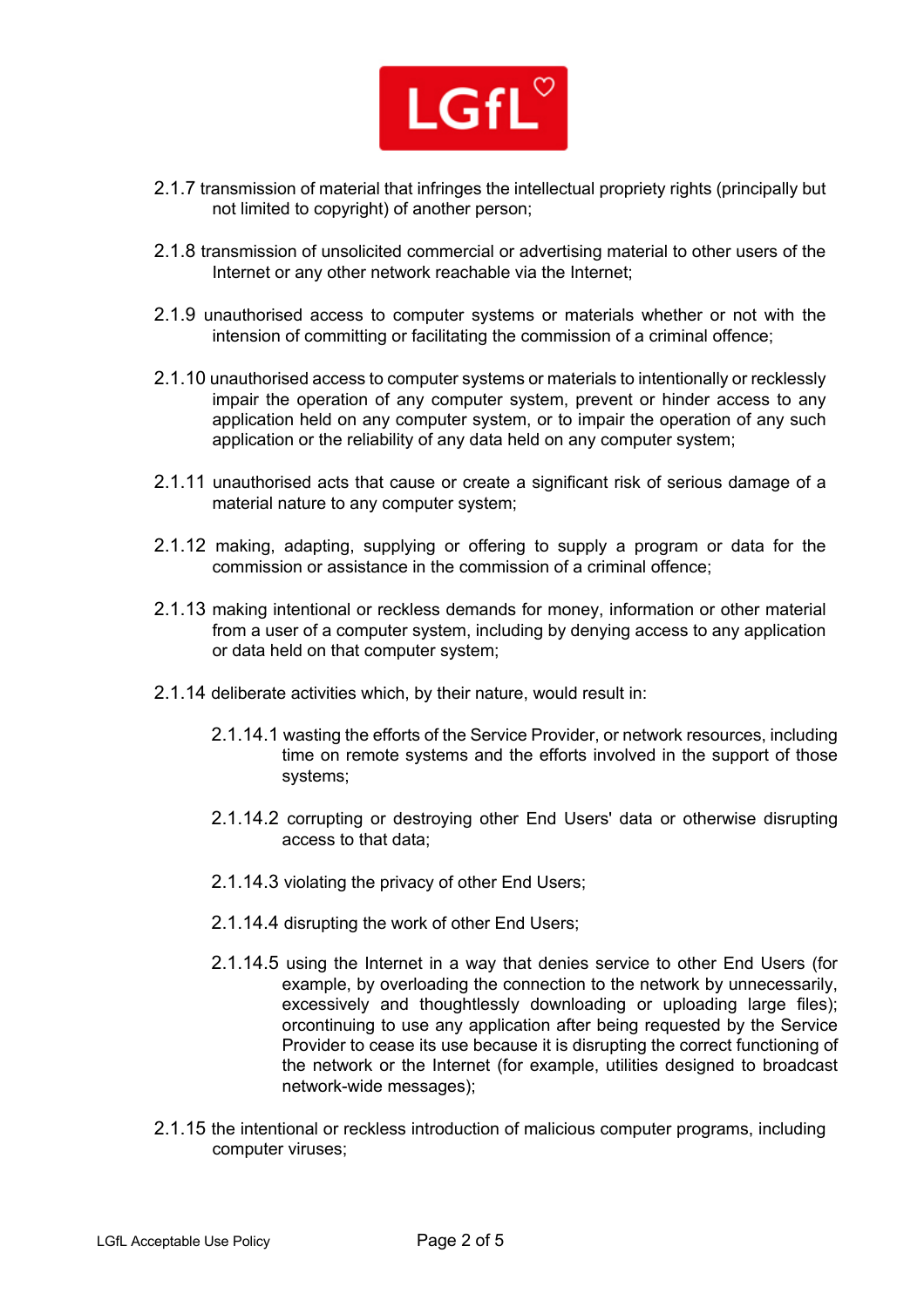2.1.7 transmission of material that infringes the intellectual propriety rights (principally but not limited to copyright) of another person;

2.1.8 transmission of unsolicited commercial or advertising material to other users of the Internet or any other network reachable via the Internet;

2.1.9 unauthorised access to computer systems or materials whether or not with the intension of committing or facilitating the commission of a criminal offence;

2.1.10 unauthorised access to computer systems or materials to intentionally or recklessly impair the operation of any computer system, prevent or hinder access to any application held on any computer system, or to impair the operation of any such application or the reliability of any data held on any computer system;

2.1.11 unauthorised acts that cause or create a significant risk of serious damage of a material nature to any computer system;

2.1.12 making, adapting, supplying or offering to supply a program or data for the commission or assistance in the commission of a criminal offence;

2.1.13 making intentional or reckless demands for money, information or other material from a user of a computer system, including by denying access to any application or data held on that computer system;

2.1.14 deliberate activities which, by their nature, would result in:

2.1.14.1 wasting the efforts of the Service Provider, or network resources, including time on remote systems and the efforts involved in the support of those systems;

2.1.14.2 corrupting or destroying other End Users' data or otherwise disrupting access to that data;

2.1.14.3 violating the privacy of other End Users;

2.1.14.4 disrupting the work of other End Users;

2.1.14.5 using the Internet in a way that denies service to other End Users (for example, by overloading the connection to the network by unnecessarily, excessively and thoughtlessly downloading or uploading large files); orcontinuing to use any application after being requested by the Service Provider to cease its use because it is disrupting the correct functioning of the network or the Internet (for example, utilities designed to broadcast network-wide messages);

2.1.15 the intentional or reckless introduction of malicious computer programs, including computer viruses;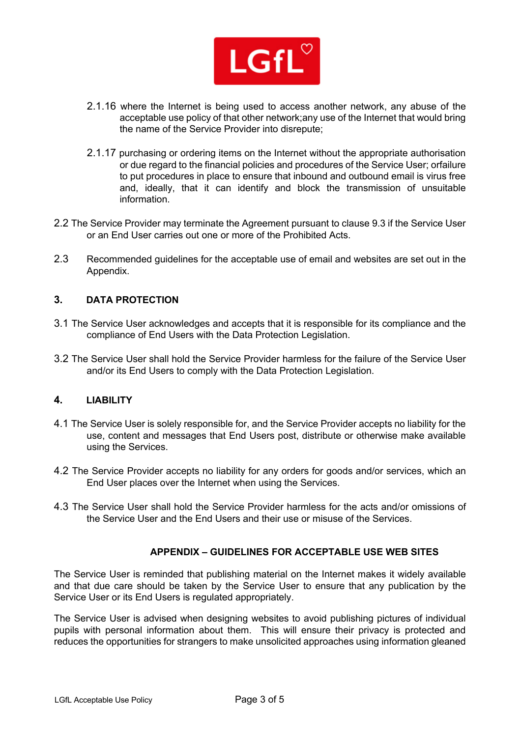2.1.16 where the Internet is being used to access another network, any abuse of the acceptable use policy of that other network;any use of the Internet that would bring the name of the Service Provider into disrepute;

2.1.17 purchasing or ordering items on the Internet without the appropriate authorisation or due regard to the financial policies and procedures of the Service User; orfailure to put procedures in place to ensure that inbound and outbound email is virus free and, ideally, that it can identify and block the transmission of unsuitable information.

2.2 The Service Provider may terminate the Agreement pursuant to clause 9.3 if the Service User or an End User carries out one or more of the Prohibited Acts.

2.3 Recommended guidelines for the acceptable use of email and websites are set out in the Appendix.

## 3. DATA PROTECTION

3.1 The Service User acknowledges and accepts that it is responsible for its compliance and the compliance of End Users with the Data Protection Legislation.

3.2 The Service User shall hold the Service Provider harmless for the failure of the Service User and/or its End Users to comply with the Data Protection Legislation.

## 4. LIABILITY

4.1 The Service User is solely responsible for, and the Service Provider accepts no liability for the use, content and messages that End Users post, distribute or otherwise make available using the Services.

4.2 The Service Provider accepts no liability for any orders for goods and/or services, which an End User places over the Internet when using the Services.

4.3 The Service User shall hold the Service Provider harmless for the acts and/or omissions of the Service User and the End Users and their use or misuse of the Services.

## APPENDIX – GUIDELINES FOR ACCEPTABLE USE WEB SITES

The Service User is reminded that publishing material on the Internet makes it widely available and that due care should be taken by the Service User to ensure that any publication by the Service User or its End Users is regulated appropriately.

The Service User is advised when designing websites to avoid publishing pictures of individual pupils with personal information about them. This will ensure their privacy is protected and reduces the opportunities for strangers to make unsolicited approaches using information gleaned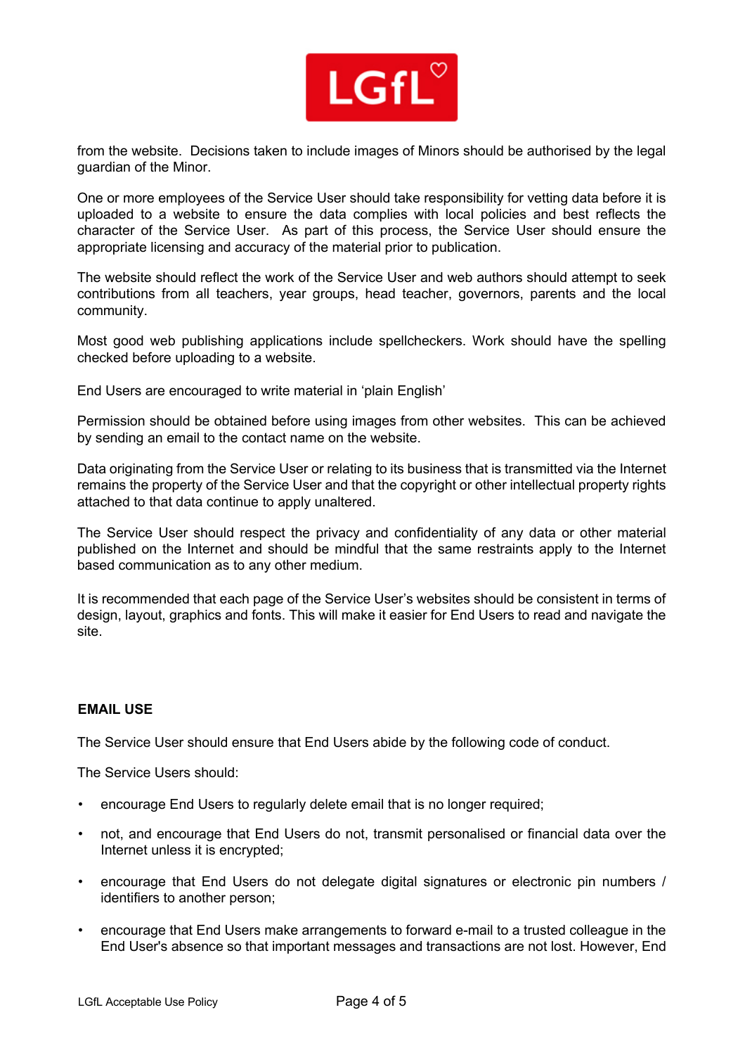from the website. Decisions taken to include images of Minors should be authorised by the legal guardian of the Minor.

One or more employees of the Service User should take responsibility for vetting data before it is uploaded to a website to ensure the data complies with local policies and best reflects the character of the Service User. As part of this process, the Service User should ensure the appropriate licensing and accuracy of the material prior to publication.

The website should reflect the work of the Service User and web authors should attempt to seek contributions from all teachers, year groups, head teacher, governors, parents and the local community.

Most good web publishing applications include spellcheckers. Work should have the spelling checked before uploading to a website.

End Users are encouraged to write material in 'plain English'

Permission should be obtained before using images from other websites. This can be achieved by sending an email to the contact name on the website.

Data originating from the Service User or relating to its business that is transmitted via the Internet remains the property of the Service User and that the copyright or other intellectual property rights attached to that data continue to apply unaltered.

The Service User should respect the privacy and confidentiality of any data or other material published on the Internet and should be mindful that the same restraints apply to the Internet based communication as to any other medium.

It is recommended that each page of the Service User's websites should be consistent in terms of design, layout, graphics and fonts. This will make it easier for End Users to read and navigate the site.

## EMAIL USE

The Service User should ensure that End Users abide by the following code of conduct.

The Service Users should:

- encourage End Users to regularly delete email that is no longer required;
- not, and encourage that End Users do not, transmit personalised or financial data over the Internet unless it is encrypted;
- encourage that End Users do not delegate digital signatures or electronic pin numbers / identifiers to another person;
- encourage that End Users make arrangements to forward e-mail to a trusted colleague in the End User's absence so that important messages and transactions are not lost. However, End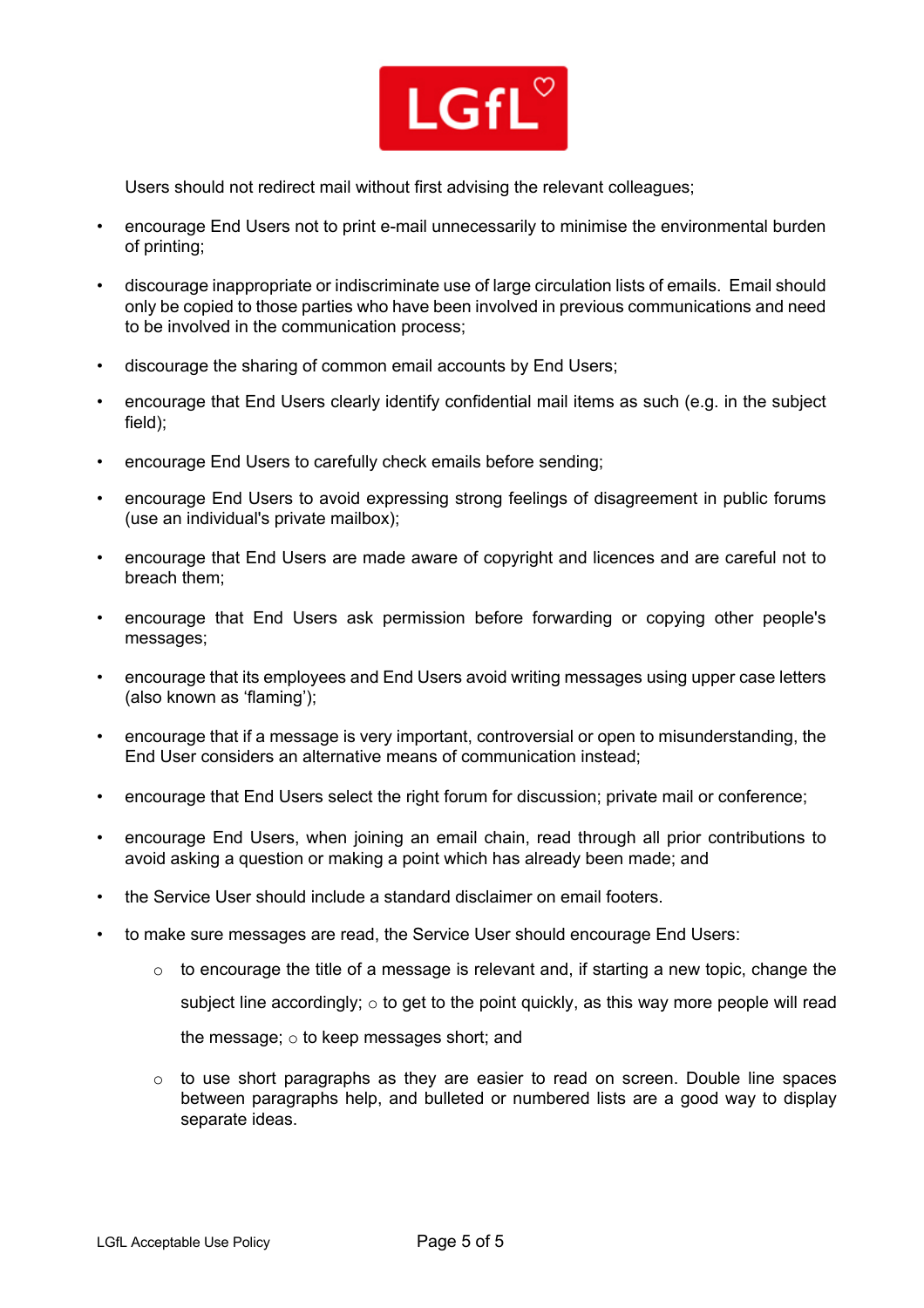Users should not redirect mail without first advising the relevant colleagues;

- encourage End Users not to print e-mail unnecessarily to minimise the environmental burden of printing;
- discourage inappropriate or indiscriminate use of large circulation lists of emails. Email should only be copied to those parties who have been involved in previous communications and need to be involved in the communication process;
- discourage the sharing of common email accounts by End Users;
- encourage that End Users clearly identify confidential mail items as such (e.g. in the subject field);
- encourage End Users to carefully check emails before sending;
- encourage End Users to avoid expressing strong feelings of disagreement in public forums (use an individual's private mailbox);
- encourage that End Users are made aware of copyright and licences and are careful not to breach them;
- encourage that End Users ask permission before forwarding or copying other people's messages;
- encourage that its employees and End Users avoid writing messages using upper case letters (also known as 'flaming');
- encourage that if a message is very important, controversial or open to misunderstanding, the End User considers an alternative means of communication instead;
- encourage that End Users select the right forum for discussion; private mail or conference;
- encourage End Users, when joining an email chain, read through all prior contributions to avoid asking a question or making a point which has already been made; and
- the Service User should include a standard disclaimer on email footers.
- to make sure messages are read, the Service User should encourage End Users:
  - to encourage the title of a message is relevant and, if starting a new topic, change the subject line accordingly;
  - to get to the point quickly, as this way more people will read the message;
  - to keep messages short; and
  - to use short paragraphs as they are easier to read on screen. Double line spaces between paragraphs help, and bulleted or numbered lists are a good way to display separate ideas.